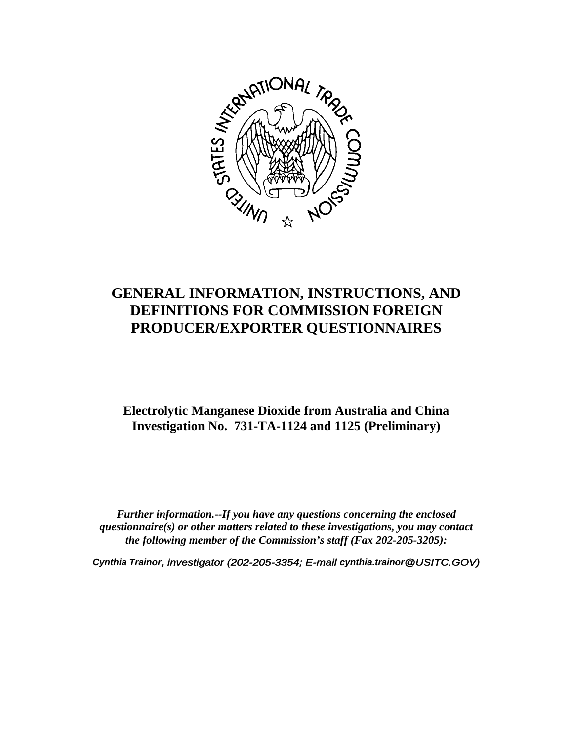# GENERAL INFORMATION, INSTRUCTIONS, AND DEFINITIONS FOR COMMISSION FOREIGN PRODUCER/EXPORTER QUESTIONNAIRES

**Electrolytic Manganese Dioxide from Australia and China**
**Investigation No. 731-TA-1124 and 1125 (Preliminary)**

***Further information.--If you have any questions concerning the enclosed questionnaire(s) or other matters related to these investigations, you may contact the following member of the Commission's staff (Fax 202-205-3205):***

*Cynthia Trainor, investigator (202-205-3354; E-mail cynthia.trainor@USITC.GOV)*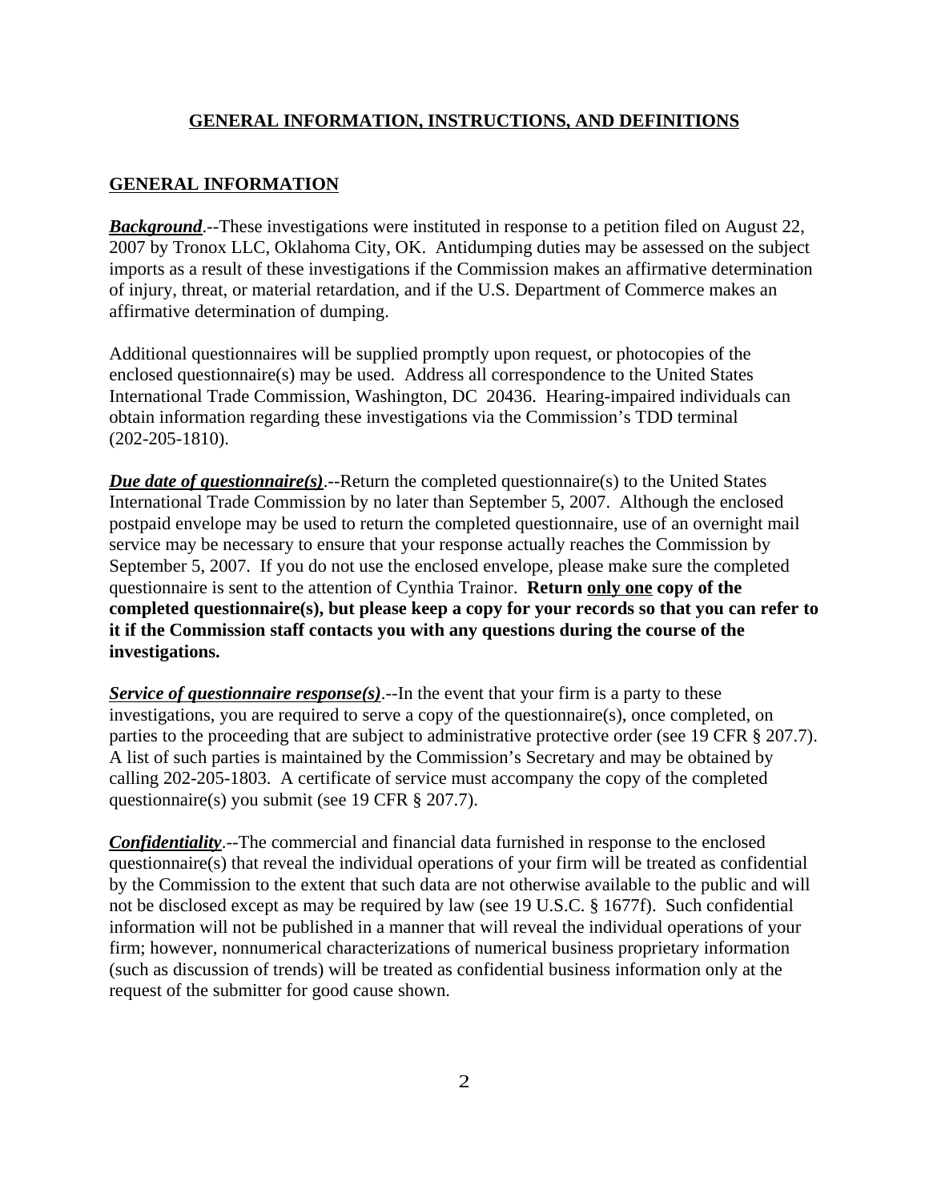## GENERAL INFORMATION, INSTRUCTIONS, AND DEFINITIONS

### GENERAL INFORMATION

***Background***.--These investigations were instituted in response to a petition filed on August 22, 2007 by Tronox LLC, Oklahoma City, OK. Antidumping duties may be assessed on the subject imports as a result of these investigations if the Commission makes an affirmative determination of injury, threat, or material retardation, and if the U.S. Department of Commerce makes an affirmative determination of dumping.

Additional questionnaires will be supplied promptly upon request, or photocopies of the enclosed questionnaire(s) may be used. Address all correspondence to the United States International Trade Commission, Washington, DC 20436. Hearing-impaired individuals can obtain information regarding these investigations via the Commission's TDD terminal (202-205-1810).

***Due date of questionnaire(s)***.--Return the completed questionnaire(s) to the United States International Trade Commission by no later than September 5, 2007. Although the enclosed postpaid envelope may be used to return the completed questionnaire, use of an overnight mail service may be necessary to ensure that your response actually reaches the Commission by September 5, 2007. If you do not use the enclosed envelope, please make sure the completed questionnaire is sent to the attention of Cynthia Trainor. **Return only one copy of the completed questionnaire(s), but please keep a copy for your records so that you can refer to it if the Commission staff contacts you with any questions during the course of the investigations.**

***Service of questionnaire response(s)***.--In the event that your firm is a party to these investigations, you are required to serve a copy of the questionnaire(s), once completed, on parties to the proceeding that are subject to administrative protective order (see 19 CFR § 207.7). A list of such parties is maintained by the Commission's Secretary and may be obtained by calling 202-205-1803. A certificate of service must accompany the copy of the completed questionnaire(s) you submit (see 19 CFR § 207.7).

***Confidentiality***.--The commercial and financial data furnished in response to the enclosed questionnaire(s) that reveal the individual operations of your firm will be treated as confidential by the Commission to the extent that such data are not otherwise available to the public and will not be disclosed except as may be required by law (see 19 U.S.C. § 1677f). Such confidential information will not be published in a manner that will reveal the individual operations of your firm; however, nonnumerical characterizations of numerical business proprietary information (such as discussion of trends) will be treated as confidential business information only at the request of the submitter for good cause shown.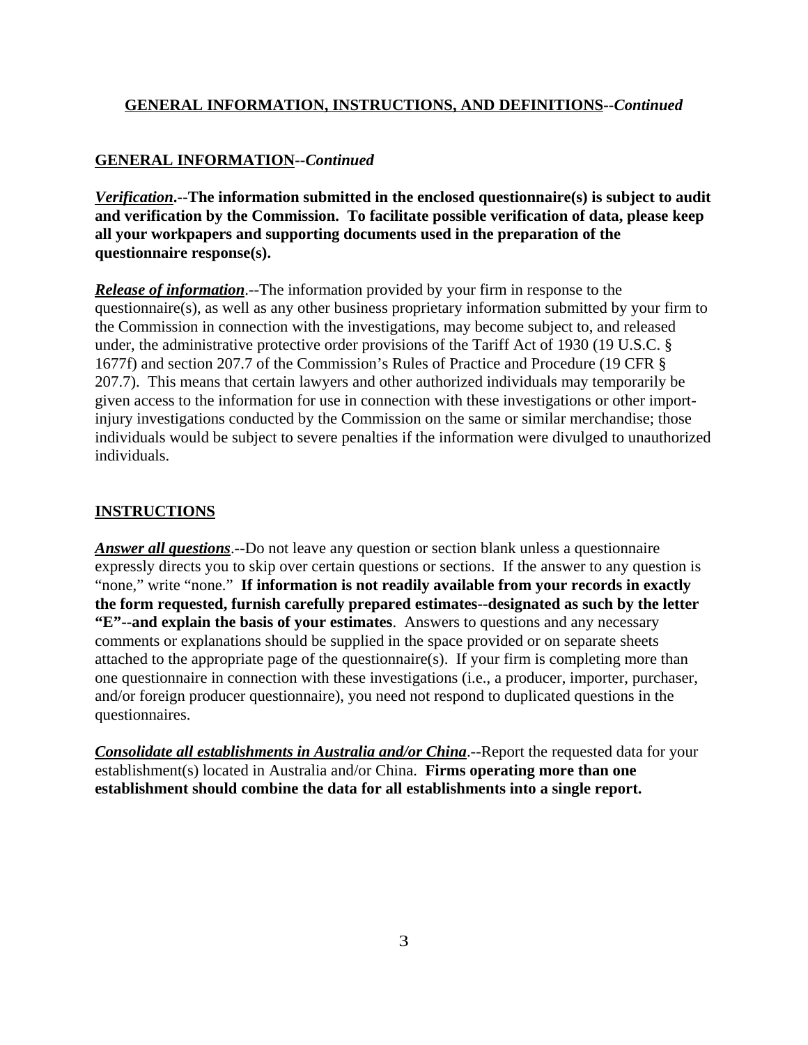## GENERAL INFORMATION, INSTRUCTIONS, AND DEFINITIONS--*Continued*

### GENERAL INFORMATION--*Continued*

***Verification*.--The information submitted in the enclosed questionnaire(s) is subject to audit and verification by the Commission. To facilitate possible verification of data, please keep all your workpapers and supporting documents used in the preparation of the questionnaire response(s).**

***Release of information***.--The information provided by your firm in response to the questionnaire(s), as well as any other business proprietary information submitted by your firm to the Commission in connection with the investigations, may become subject to, and released under, the administrative protective order provisions of the Tariff Act of 1930 (19 U.S.C. § 1677f) and section 207.7 of the Commission's Rules of Practice and Procedure (19 CFR § 207.7). This means that certain lawyers and other authorized individuals may temporarily be given access to the information for use in connection with these investigations or other import-injury investigations conducted by the Commission on the same or similar merchandise; those individuals would be subject to severe penalties if the information were divulged to unauthorized individuals.

### INSTRUCTIONS

***Answer all questions***.--Do not leave any question or section blank unless a questionnaire expressly directs you to skip over certain questions or sections. If the answer to any question is "none," write "none." **If information is not readily available from your records in exactly the form requested, furnish carefully prepared estimates--designated as such by the letter "E"--and explain the basis of your estimates**. Answers to questions and any necessary comments or explanations should be supplied in the space provided or on separate sheets attached to the appropriate page of the questionnaire(s). If your firm is completing more than one questionnaire in connection with these investigations (i.e., a producer, importer, purchaser, and/or foreign producer questionnaire), you need not respond to duplicated questions in the questionnaires.

***Consolidate all establishments in Australia and/or China***.--Report the requested data for your establishment(s) located in Australia and/or China. **Firms operating more than one establishment should combine the data for all establishments into a single report.**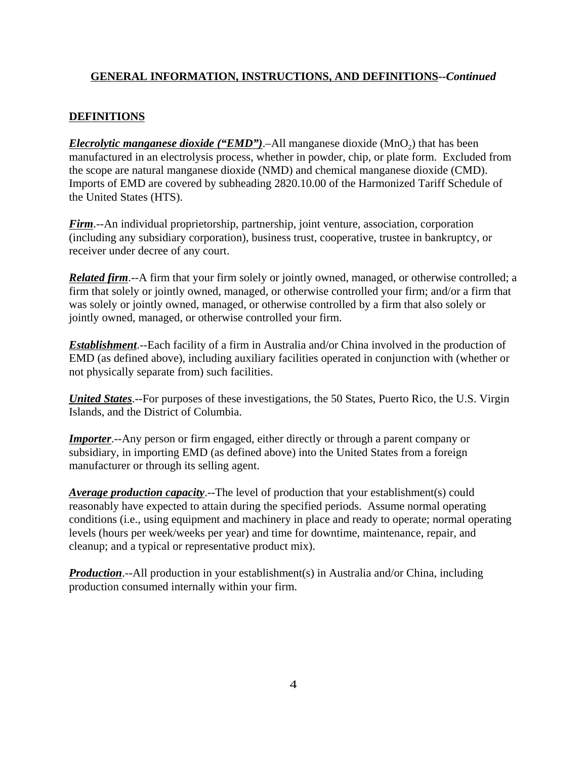**GENERAL INFORMATION, INSTRUCTIONS, AND DEFINITIONS--*Continued***

**DEFINITIONS**

***Elecrolytic manganese dioxide ("EMD")***.–All manganese dioxide ($MnO_2$) that has been manufactured in an electrolysis process, whether in powder, chip, or plate form. Excluded from the scope are natural manganese dioxide (NMD) and chemical manganese dioxide (CMD). Imports of EMD are covered by subheading 2820.10.00 of the Harmonized Tariff Schedule of the United States (HTS).

***Firm***.--An individual proprietorship, partnership, joint venture, association, corporation (including any subsidiary corporation), business trust, cooperative, trustee in bankruptcy, or receiver under decree of any court.

***Related firm***.--A firm that your firm solely or jointly owned, managed, or otherwise controlled; a firm that solely or jointly owned, managed, or otherwise controlled your firm; and/or a firm that was solely or jointly owned, managed, or otherwise controlled by a firm that also solely or jointly owned, managed, or otherwise controlled your firm.

***Establishment***.--Each facility of a firm in Australia and/or China involved in the production of EMD (as defined above), including auxiliary facilities operated in conjunction with (whether or not physically separate from) such facilities.

***United States***.--For purposes of these investigations, the 50 States, Puerto Rico, the U.S. Virgin Islands, and the District of Columbia.

***Importer***.--Any person or firm engaged, either directly or through a parent company or subsidiary, in importing EMD (as defined above) into the United States from a foreign manufacturer or through its selling agent.

***Average production capacity***.--The level of production that your establishment(s) could reasonably have expected to attain during the specified periods. Assume normal operating conditions (i.e., using equipment and machinery in place and ready to operate; normal operating levels (hours per week/weeks per year) and time for downtime, maintenance, repair, and cleanup; and a typical or representative product mix).

***Production***.--All production in your establishment(s) in Australia and/or China, including production consumed internally within your firm.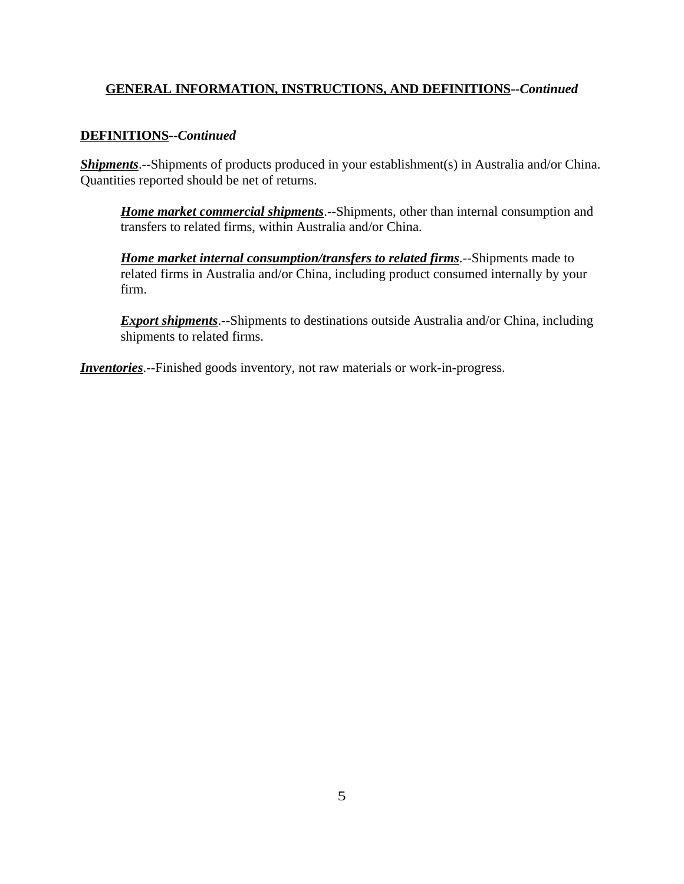## GENERAL INFORMATION, INSTRUCTIONS, AND DEFINITIONS--*Continued*

**DEFINITIONS--*Continued***

***Shipments***.--Shipments of products produced in your establishment(s) in Australia and/or China. Quantities reported should be net of returns.

> ***Home market commercial shipments***.--Shipments, other than internal consumption and transfers to related firms, within Australia and/or China.
>
> ***Home market internal consumption/transfers to related firms***.--Shipments made to related firms in Australia and/or China, including product consumed internally by your firm.
>
> ***Export shipments***.--Shipments to destinations outside Australia and/or China, including shipments to related firms.

***Inventories***.--Finished goods inventory, not raw materials or work-in-progress.